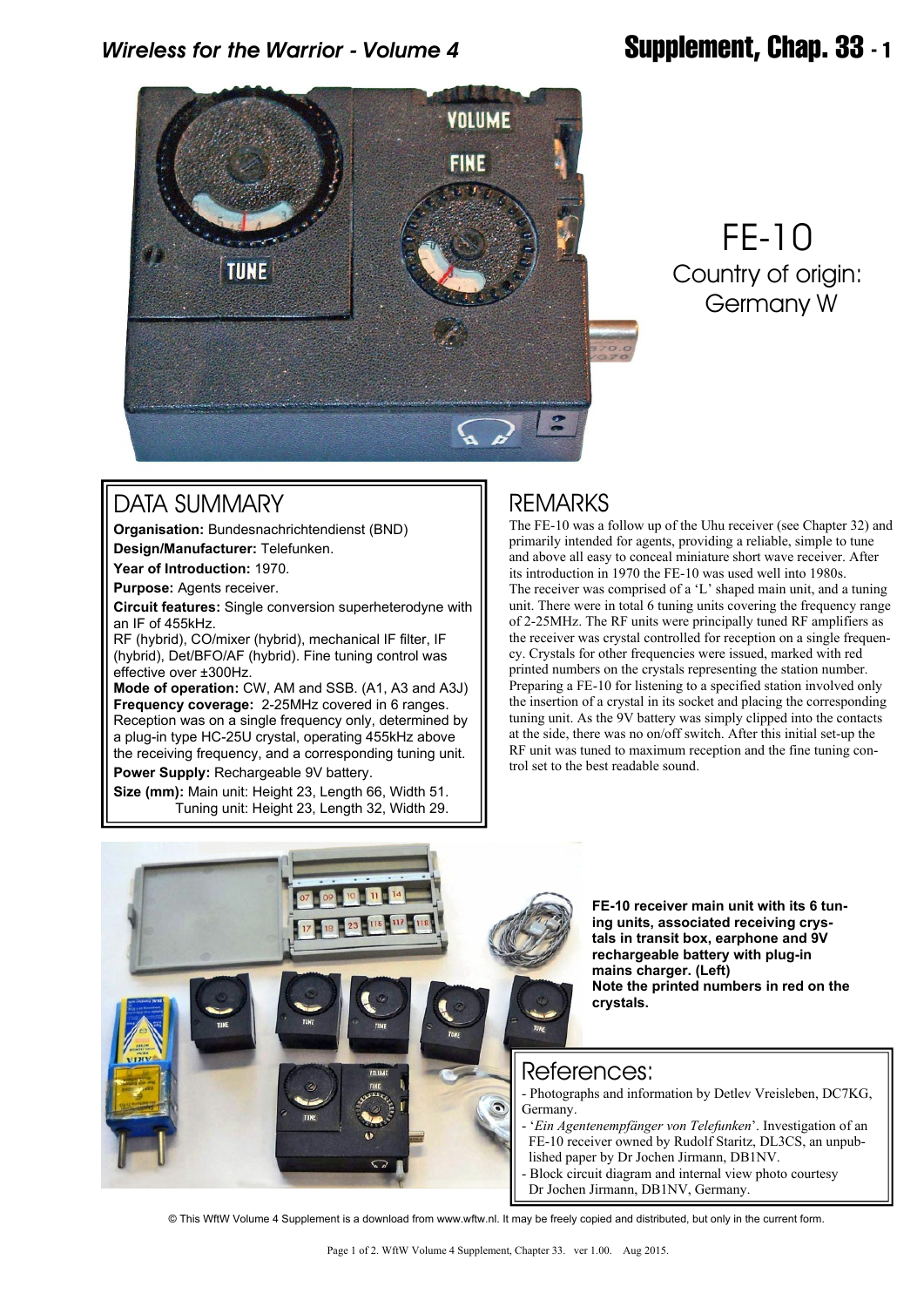# FE-10

Country of origin: Germany W

## DATA SUMMARY

**Organisation:** Bundesnachrichtendienst (BND)

**Design/Manufacturer:** Telefunken.

**Year of Introduction:** 1970.

**Purpose:** Agents receiver.

**Circuit features:** Single conversion superheterodyne with an IF of 455kHz.
RF (hybrid), CO/mixer (hybrid), mechanical IF filter, IF (hybrid), Det/BFO/AF (hybrid). Fine tuning control was effective over ±300Hz.

**Mode of operation:** CW, AM and SSB. (A1, A3 and A3J)

**Frequency coverage:** 2-25MHz covered in 6 ranges. Reception was on a single frequency only, determined by a plug-in type HC-25U crystal, operating 455kHz above the receiving frequency, and a corresponding tuning unit.

**Power Supply:** Rechargeable 9V battery.

**Size (mm):** Main unit: Height 23, Length 66, Width 51.
Tuning unit: Height 23, Length 32, Width 29.

## REMARKS

The FE-10 was a follow up of the Uhu receiver (see Chapter 32) and primarily intended for agents, providing a reliable, simple to tune and above all easy to conceal miniature short wave receiver. After its introduction in 1970 the FE-10 was used well into 1980s.
The receiver was comprised of a 'L' shaped main unit, and a tuning unit. There were in total 6 tuning units covering the frequency range of 2-25MHz. The RF units were principally tuned RF amplifiers as the receiver was crystal controlled for reception on a single frequency. Crystals for other frequencies were issued, marked with red printed numbers on the crystals representing the station number. Preparing a FE-10 for listening to a specified station involved only the insertion of a crystal in its socket and placing the corresponding tuning unit. As the 9V battery was simply clipped into the contacts at the side, there was no on/off switch. After this initial set-up the RF unit was tuned to maximum reception and the fine tuning control set to the best readable sound.

**FE-10 receiver main unit with its 6 tuning units, associated receiving crystals in transit box, earphone and 9V rechargeable battery with plug-in mains charger. (Left)**
**Note the printed numbers in red on the crystals.**

## References:

- Photographs and information by Detlev Vreisleben, DC7KG, Germany.
- '*Ein Agentenempfänger von Telefunken*'. Investigation of an FE-10 receiver owned by Rudolf Staritz, DL3CS, an unpublished paper by Dr Jochen Jirmann, DB1NV.
- Block circuit diagram and internal view photo courtesy Dr Jochen Jirmann, DB1NV, Germany.

© This WftW Volume 4 Supplement is a download from www.wftw.nl. It may be freely copied and distributed, but only in the current form.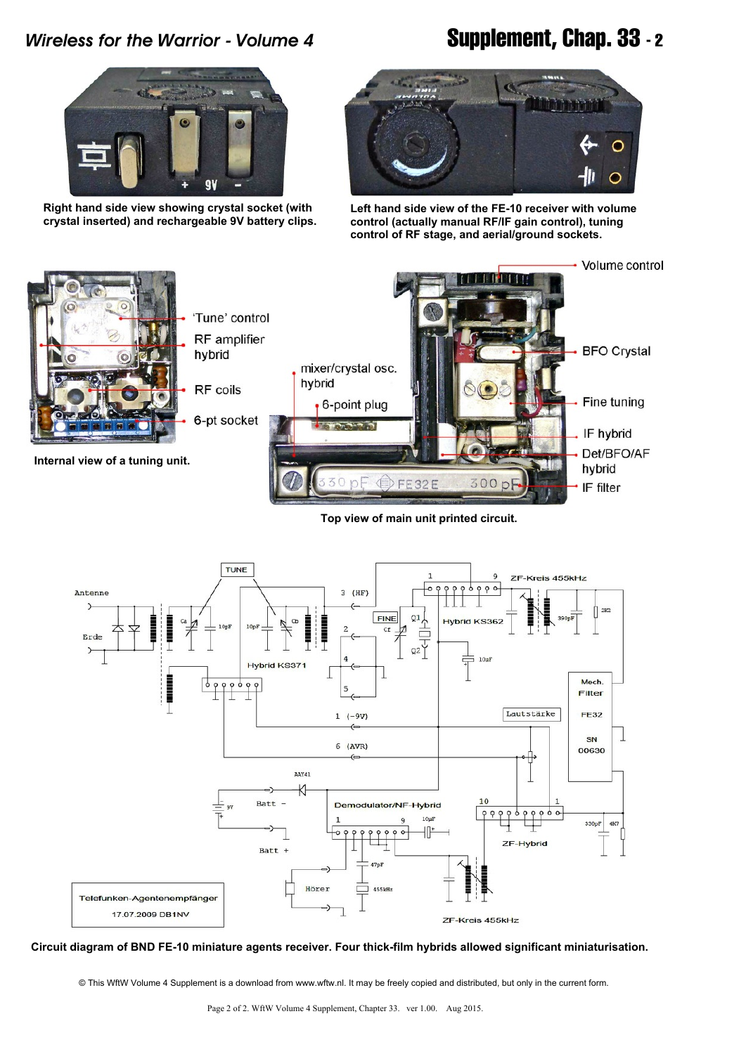Right hand side view showing crystal socket (with crystal inserted) and rechargeable 9V battery clips.

Left hand side view of the FE-10 receiver with volume control (actually manual RF/IF gain control), tuning control of RF stage, and aerial/ground sockets.

'Tune' control

RF amplifier hybrid

RF coils

6-pt socket

Internal view of a tuning unit.

Volume control

BFO Crystal

mixer/crystal osc. hybrid

6-point plug

Fine tuning

IF hybrid

Det/BFO/AF hybrid

IF filter

Top view of main unit printed circuit.

TUNE

Antenne

Erde

Hybrid KS371

3 (HF)

FINE

Hybrid KS362

ZF-Kreis 455kHz

Mech. Filter

FE32

SN 00630

Lautstärke

1 (-9V)

6 (AVR)

AA141

Batt -

Batt +

Demodulator/NF-Hybrid

ZF-Hybrid

Hörer

ZF-Kreis 455kHz

Telefunken-Agentenempfänger

17.07.2009 DB1NV

Circuit diagram of BND FE-10 miniature agents receiver. Four thick-film hybrids allowed significant miniaturisation.

© This WftW Volume 4 Supplement is a download from www.wftw.nl. It may be freely copied and distributed, but only in the current form.